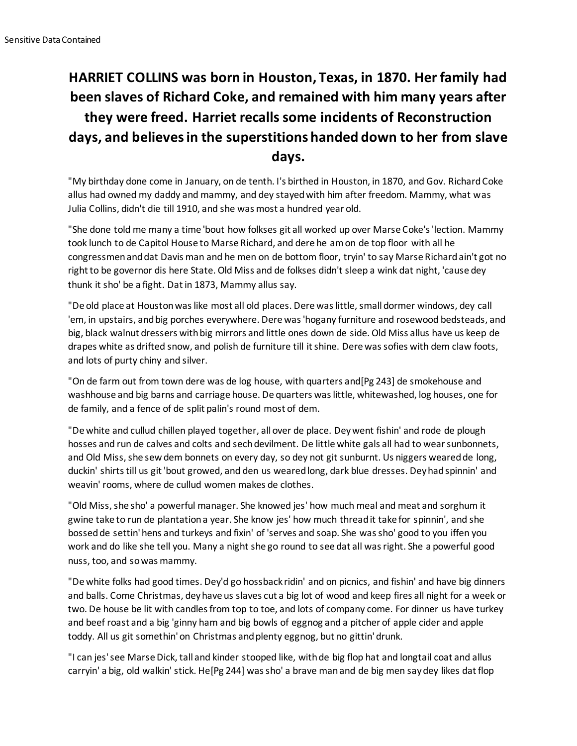**HARRIET COLLINS was born in Houston, Texas, in 1870. Her family had been slaves of Richard Coke, and remained with him many years after they were freed. Harriet recalls some incidents of Reconstruction days, and believes in the superstitions handed down to her from slave days.**

"My birthday done come in January, on de tenth. I's birthed in Houston, in 1870, and Gov. Richard Coke allus had owned my daddy and mammy, and dey stayed with him after freedom. Mammy, what was Julia Collins, didn't die till 1910, and she was most a hundred year old.

"She done told me many a time 'bout how folkses git all worked up over Marse Coke's 'lection. Mammy took lunch to de Capitol House to Marse Richard, and dere he am on de top floor with all he congressmen and dat Davis man and he men on de bottom floor, tryin' to say Marse Richard ain't got no right to be governor dis here State. Old Miss and de folkses didn't sleep a wink dat night, 'cause dey thunk it sho' be a fight. Dat in 1873, Mammy allus say.

"De old place at Houston was like most all old places. Dere was little, small dormer windows, dey call 'em, in upstairs, and big porches everywhere. Dere was 'hogany furniture and rosewood bedsteads, and big, black walnut dressers with big mirrors and little ones down de side. Old Miss allus have us keep de drapes white as drifted snow, and polish de furniture till it shine. Dere was sofies with dem claw foots, and lots of purty chiny and silver.

"On de farm out from town dere was de log house, with quarters and[Pg 243] de smokehouse and washhouse and big barns and carriage house. De quarters was little, whitewashed, log houses, one for de family, and a fence of de split palin's round most of dem.

"De white and cullud chillen played together, all over de place. Dey went fishin' and rode de plough hosses and run de calves and colts and sech devilment. De little white gals all had to wear sunbonnets, and Old Miss, she sew dem bonnets on every day, so dey not git sunburnt. Us niggers weared de long, duckin' shirts till us git 'bout growed, and den us weared long, dark blue dresses. Dey had spinnin' and weavin' rooms, where de cullud women makes de clothes.

"Old Miss, she sho' a powerful manager. She knowed jes' how much meal and meat and sorghum it gwine take to run de plantation a year. She know jes' how much thread it take for spinnin', and she bossed de settin' hens and turkeys and fixin' of 'serves and soap. She was sho' good to you iffen you work and do like she tell you. Many a night she go round to see dat all was right. She a powerful good nuss, too, and so was mammy.

"De white folks had good times. Dey'd go hossback ridin' and on picnics, and fishin' and have big dinners and balls. Come Christmas, dey have us slaves cut a big lot of wood and keep fires all night for a week or two. De house be lit with candles from top to toe, and lots of company come. For dinner us have turkey and beef roast and a big 'ginny ham and big bowls of eggnog and a pitcher of apple cider and apple toddy. All us git somethin' on Christmas and plenty eggnog, but no gittin' drunk.

"I can jes' see Marse Dick, tall and kinder stooped like, with de big flop hat and longtail coat and allus carryin' a big, old walkin' stick. He[Pg 244] was sho' a brave man and de big men say dey likes dat flop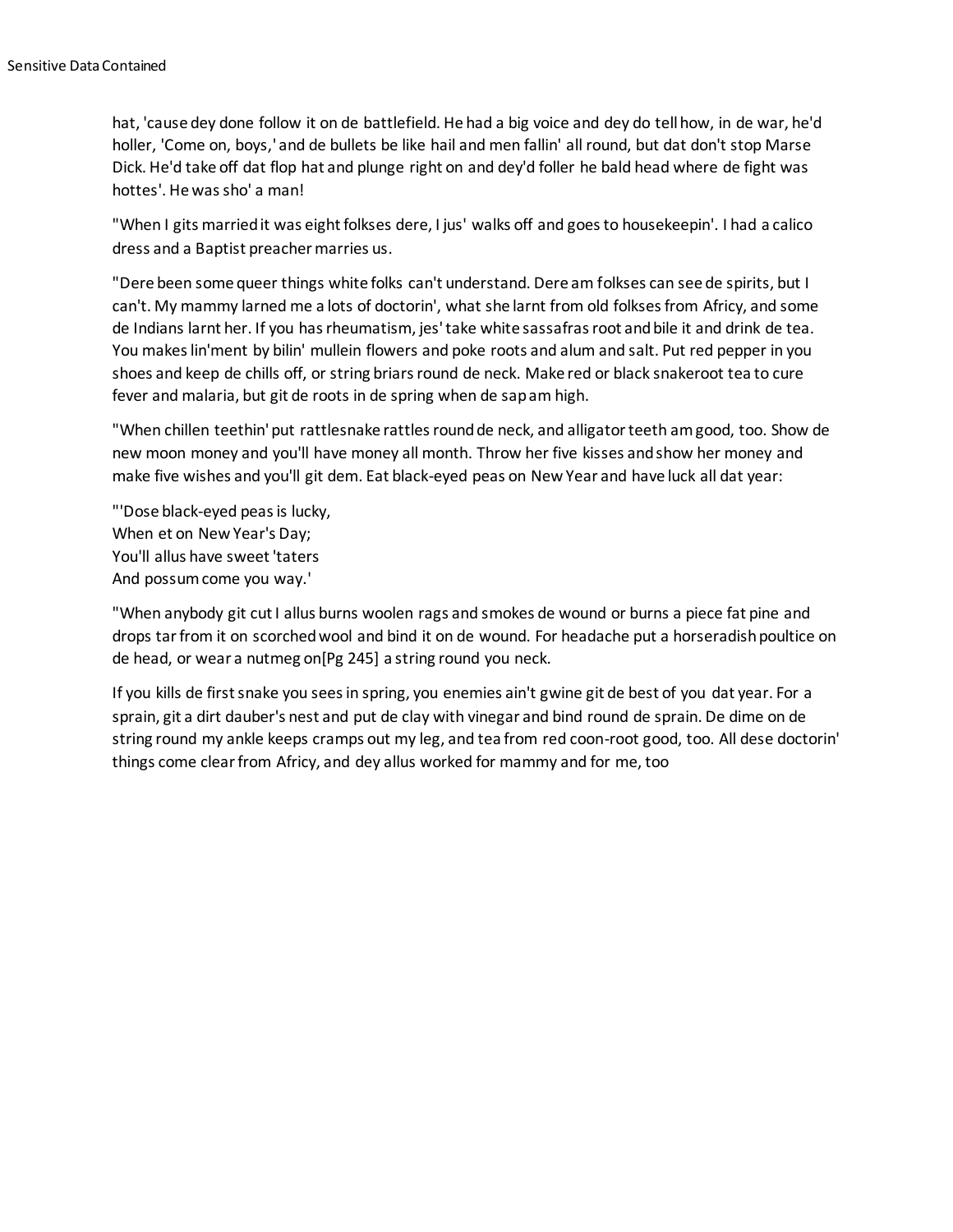hat, 'cause dey done follow it on de battlefield. He had a big voice and dey do tell how, in de war, he'd holler, 'Come on, boys,' and de bullets be like hail and men fallin' all round, but dat don't stop Marse Dick. He'd take off dat flop hat and plunge right on and dey'd foller he bald head where de fight was hottes'. He was sho' a man!

"When I gits married it was eight folkses dere, I jus' walks off and goes to housekeepin'. I had a calico dress and a Baptist preacher marries us.

"Dere been some queer things white folks can't understand. Dere am folkses can see de spirits, but I can't. My mammy larned me a lots of doctorin', what she larnt from old folkses from Africy, and some de Indians larnt her. If you has rheumatism, jes' take white sassafras root and bile it and drink de tea. You makes lin'ment by bilin' mullein flowers and poke roots and alum and salt. Put red pepper in you shoes and keep de chills off, or string briars round de neck. Make red or black snakeroot tea to cure fever and malaria, but git de roots in de spring when de sap am high.

"When chillen teethin' put rattlesnake rattles round de neck, and alligator teeth am good, too. Show de new moon money and you'll have money all month. Throw her five kisses and show her money and make five wishes and you'll git dem. Eat black-eyed peas on New Year and have luck all dat year:

"'Dose black-eyed peas is lucky,
When et on New Year's Day;
You'll allus have sweet 'taters
And possum come you way.'

"When anybody git cut I allus burns woolen rags and smokes de wound or burns a piece fat pine and drops tar from it on scorched wool and bind it on de wound. For headache put a horseradish poultice on de head, or wear a nutmeg on[Pg 245] a string round you neck.

If you kills de first snake you sees in spring, you enemies ain't gwine git de best of you dat year. For a sprain, git a dirt dauber's nest and put de clay with vinegar and bind round de sprain. De dime on de string round my ankle keeps cramps out my leg, and tea from red coon-root good, too. All dese doctorin' things come clear from Africy, and dey allus worked for mammy and for me, too